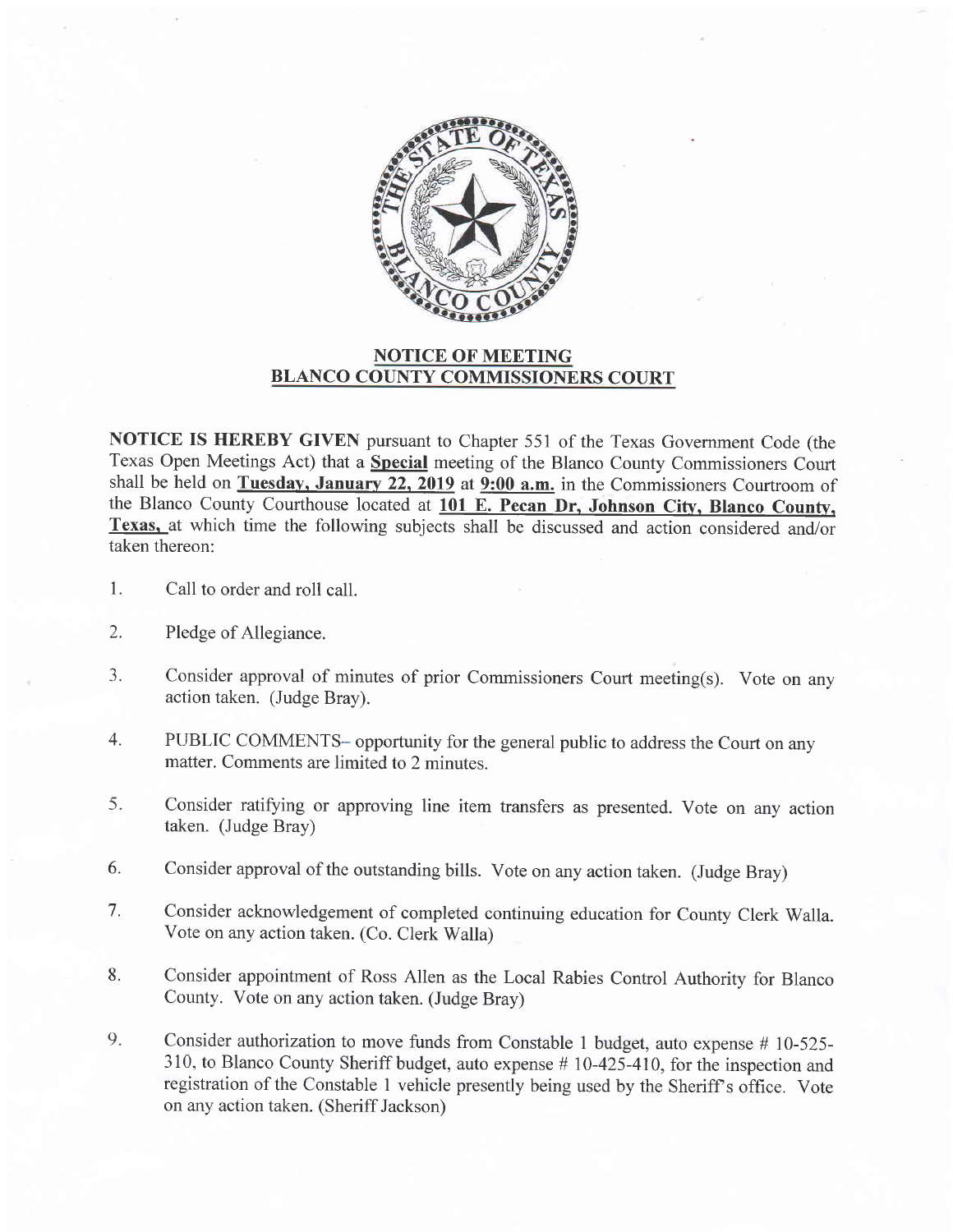## NOTICE OF MEETING
## BLANCO COUNTY COMMISSIONERS COURT

**NOTICE IS HEREBY GIVEN** pursuant to Chapter 551 of the Texas Government Code (the Texas Open Meetings Act) that a **Special** meeting of the Blanco County Commissioners Court shall be held on **Tuesday, January 22, 2019** at **9:00 a.m.** in the Commissioners Courtroom of the Blanco County Courthouse located at **101 E. Pecan Dr, Johnson City, Blanco County, Texas,** at which time the following subjects shall be discussed and action considered and/or taken thereon:

1. Call to order and roll call.

2. Pledge of Allegiance.

3. Consider approval of minutes of prior Commissioners Court meeting(s). Vote on any action taken. (Judge Bray).

4. PUBLIC COMMENTS– opportunity for the general public to address the Court on any matter. Comments are limited to 2 minutes.

5. Consider ratifying or approving line item transfers as presented. Vote on any action taken. (Judge Bray)

6. Consider approval of the outstanding bills. Vote on any action taken. (Judge Bray)

7. Consider acknowledgement of completed continuing education for County Clerk Walla. Vote on any action taken. (Co. Clerk Walla)

8. Consider appointment of Ross Allen as the Local Rabies Control Authority for Blanco County. Vote on any action taken. (Judge Bray)

9. Consider authorization to move funds from Constable 1 budget, auto expense # 10-525-310, to Blanco County Sheriff budget, auto expense # 10-425-410, for the inspection and registration of the Constable 1 vehicle presently being used by the Sheriff's office. Vote on any action taken. (Sheriff Jackson)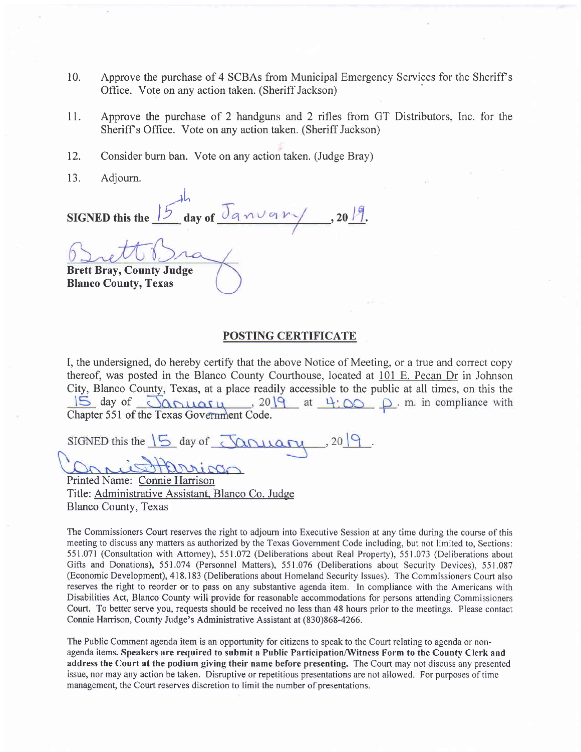10. Approve the purchase of 4 SCBAs from Municipal Emergency Services for the Sheriff's Office. Vote on any action taken. (Sheriff Jackson)

11. Approve the purchase of 2 handguns and 2 rifles from GT Distributors, Inc. for the Sheriff's Office. Vote on any action taken. (Sheriff Jackson)

12. Consider burn ban. Vote on any action taken. (Judge Bray)

13. Adjourn.

**SIGNED this the 15th day of January, 2019.**

Brett Bray

**Brett Bray, County Judge**
**Blanco County, Texas**

## POSTING CERTIFICATE

I, the undersigned, do hereby certify that the above Notice of Meeting, or a true and correct copy thereof, was posted in the Blanco County Courthouse, located at 101 E. Pecan Dr in Johnson City, Blanco County, Texas, at a place readily accessible to the public at all times, on this the 15 day of January, 2019 at 4:00 p. m. in compliance with Chapter 551 of the Texas Government Code.

SIGNED this the 15 day of January, 2019.

Connie Harrison

Printed Name: Connie Harrison
Title: Administrative Assistant, Blanco Co. Judge
Blanco County, Texas

The Commissioners Court reserves the right to adjourn into Executive Session at any time during the course of this meeting to discuss any matters as authorized by the Texas Government Code including, but not limited to, Sections: 551.071 (Consultation with Attorney), 551.072 (Deliberations about Real Property), 551.073 (Deliberations about Gifts and Donations), 551.074 (Personnel Matters), 551.076 (Deliberations about Security Devices), 551.087 (Economic Development), 418.183 (Deliberations about Homeland Security Issues). The Commissioners Court also reserves the right to reorder or to pass on any substantive agenda item. In compliance with the Americans with Disabilities Act, Blanco County will provide for reasonable accommodations for persons attending Commissioners Court. To better serve you, requests should be received no less than 48 hours prior to the meetings. Please contact Connie Harrison, County Judge's Administrative Assistant at (830)868-4266.

The Public Comment agenda item is an opportunity for citizens to speak to the Court relating to agenda or non-agenda items. **Speakers are required to submit a Public Participation/Witness Form to the County Clerk and address the Court at the podium giving their name before presenting.** The Court may not discuss any presented issue, nor may any action be taken. Disruptive or repetitious presentations are not allowed. For purposes of time management, the Court reserves discretion to limit the number of presentations.